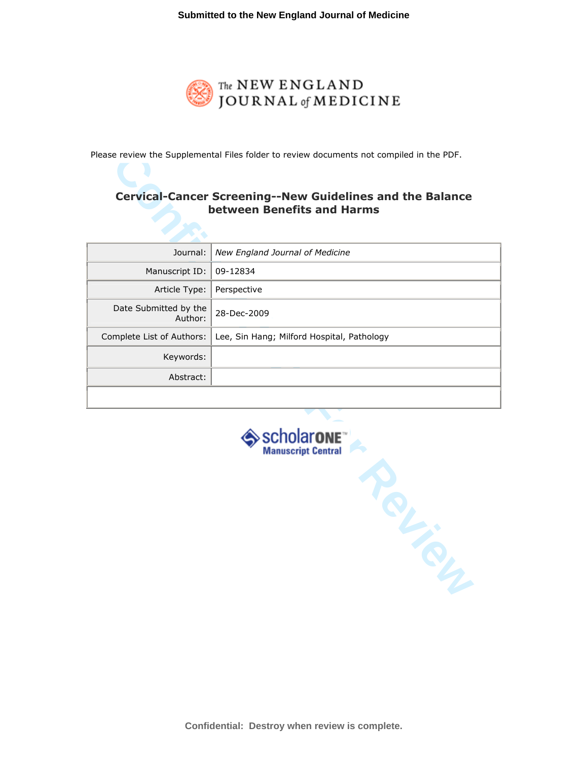Submitted to the New England Journal of Medicine

Please review the Supplemental Files folder to review documents not compiled in the PDF.

# Cervical-Cancer Screening--New Guidelines and the Balance between Benefits and Harms

| | |
|---|---|
| Journal: | *New England Journal of Medicine* |
| Manuscript ID: | 09-12834 |
| Article Type: | Perspective |
| Date Submitted by the Author: | 28-Dec-2009 |
| Complete List of Authors: | Lee, Sin Hang; Milford Hospital, Pathology |
| Keywords: | |
| Abstract: | |

Confidential: Destroy when review is complete.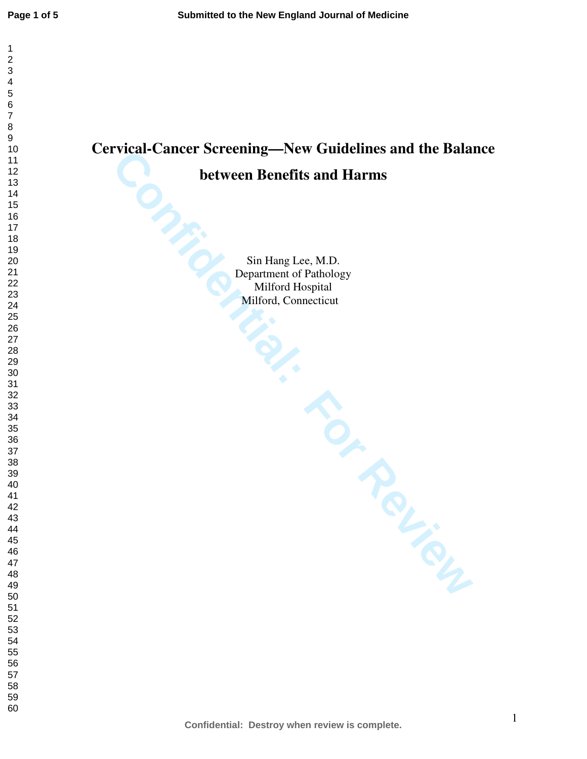# Cervical-Cancer Screening—New Guidelines and the Balance between Benefits and Harms

Sin Hang Lee, M.D.
Department of Pathology
Milford Hospital
Milford, Connecticut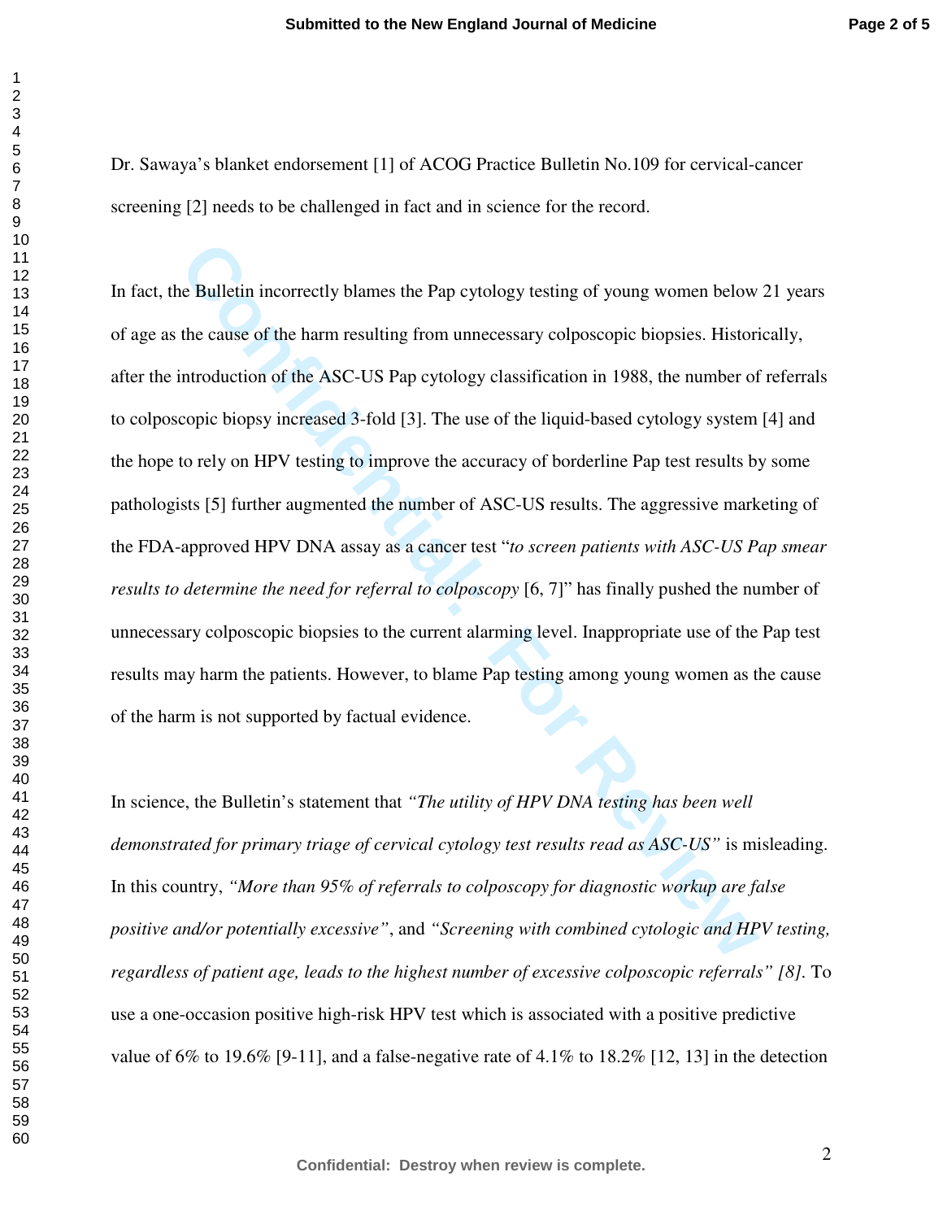Dr. Sawaya's blanket endorsement [1] of ACOG Practice Bulletin No.109 for cervical-cancer screening [2] needs to be challenged in fact and in science for the record.

In fact, the Bulletin incorrectly blames the Pap cytology testing of young women below 21 years of age as the cause of the harm resulting from unnecessary colposcopic biopsies. Historically, after the introduction of the ASC-US Pap cytology classification in 1988, the number of referrals to colposcopic biopsy increased 3-fold [3]. The use of the liquid-based cytology system [4] and the hope to rely on HPV testing to improve the accuracy of borderline Pap test results by some pathologists [5] further augmented the number of ASC-US results. The aggressive marketing of the FDA-approved HPV DNA assay as a cancer test "*to screen patients with ASC-US Pap smear results to determine the need for referral to colposcopy* [6, 7]" has finally pushed the number of unnecessary colposcopic biopsies to the current alarming level. Inappropriate use of the Pap test results may harm the patients. However, to blame Pap testing among young women as the cause of the harm is not supported by factual evidence.

In science, the Bulletin's statement that *"The utility of HPV DNA testing has been well demonstrated for primary triage of cervical cytology test results read as ASC-US"* is misleading. In this country, *"More than 95% of referrals to colposcopy for diagnostic workup are false positive and/or potentially excessive"*, and *"Screening with combined cytologic and HPV testing, regardless of patient age, leads to the highest number of excessive colposcopic referrals" [8]*. To use a one-occasion positive high-risk HPV test which is associated with a positive predictive value of 6% to 19.6% [9-11], and a false-negative rate of 4.1% to 18.2% [12, 13] in the detection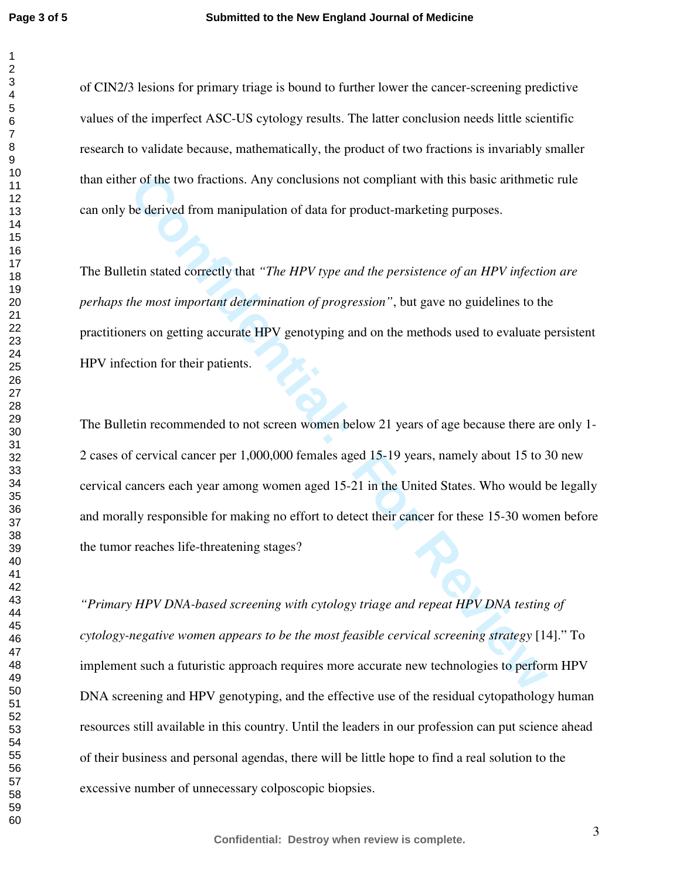of CIN2/3 lesions for primary triage is bound to further lower the cancer-screening predictive values of the imperfect ASC-US cytology results. The latter conclusion needs little scientific research to validate because, mathematically, the product of two fractions is invariably smaller than either of the two fractions. Any conclusions not compliant with this basic arithmetic rule can only be derived from manipulation of data for product-marketing purposes.

The Bulletin stated correctly that *"The HPV type and the persistence of an HPV infection are perhaps the most important determination of progression"*, but gave no guidelines to the practitioners on getting accurate HPV genotyping and on the methods used to evaluate persistent HPV infection for their patients.

The Bulletin recommended to not screen women below 21 years of age because there are only 1-2 cases of cervical cancer per 1,000,000 females aged 15-19 years, namely about 15 to 30 new cervical cancers each year among women aged 15-21 in the United States. Who would be legally and morally responsible for making no effort to detect their cancer for these 15-30 women before the tumor reaches life-threatening stages?

*"Primary HPV DNA-based screening with cytology triage and repeat HPV DNA testing of cytology-negative women appears to be the most feasible cervical screening strategy* [14]." To implement such a futuristic approach requires more accurate new technologies to perform HPV DNA screening and HPV genotyping, and the effective use of the residual cytopathology human resources still available in this country. Until the leaders in our profession can put science ahead of their business and personal agendas, there will be little hope to find a real solution to the excessive number of unnecessary colposcopic biopsies.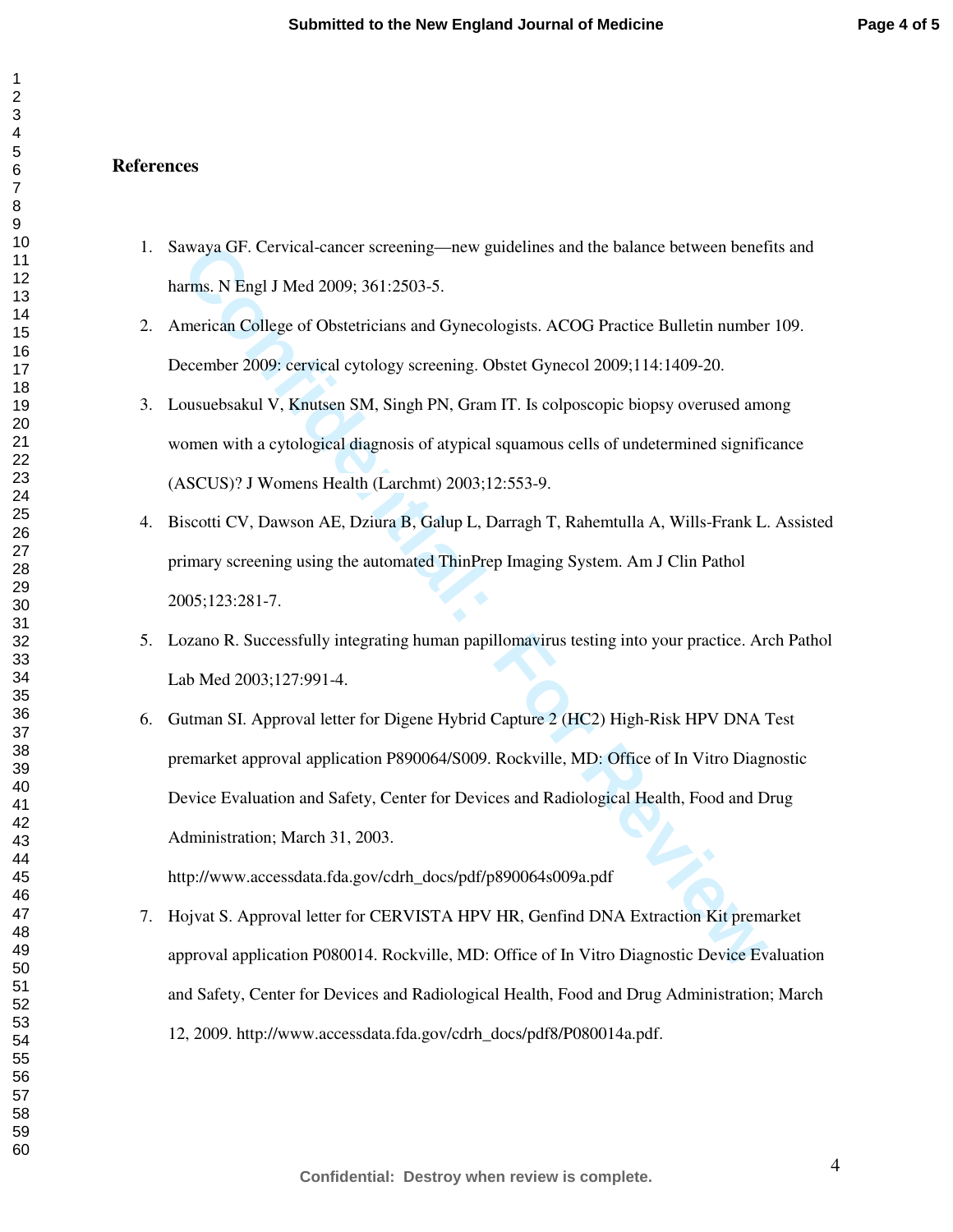## References

1. Sawaya GF. Cervical-cancer screening—new guidelines and the balance between benefits and harms. N Engl J Med 2009; 361:2503-5.
2. American College of Obstetricians and Gynecologists. ACOG Practice Bulletin number 109. December 2009: cervical cytology screening. Obstet Gynecol 2009;114:1409-20.
3. Lousuebsakul V, Knutsen SM, Singh PN, Gram IT. Is colposcopic biopsy overused among women with a cytological diagnosis of atypical squamous cells of undetermined significance (ASCUS)? J Womens Health (Larchmt) 2003;12:553-9.
4. Biscotti CV, Dawson AE, Dziura B, Galup L, Darragh T, Rahemtulla A, Wills-Frank L. Assisted primary screening using the automated ThinPrep Imaging System. Am J Clin Pathol 2005;123:281-7.
5. Lozano R. Successfully integrating human papillomavirus testing into your practice. Arch Pathol Lab Med 2003;127:991-4.
6. Gutman SI. Approval letter for Digene Hybrid Capture 2 (HC2) High-Risk HPV DNA Test premarket approval application P890064/S009. Rockville, MD: Office of In Vitro Diagnostic Device Evaluation and Safety, Center for Devices and Radiological Health, Food and Drug Administration; March 31, 2003. http://www.accessdata.fda.gov/cdrh_docs/pdf/p890064s009a.pdf
7. Hojvat S. Approval letter for CERVISTA HPV HR, Genfind DNA Extraction Kit premarket approval application P080014. Rockville, MD: Office of In Vitro Diagnostic Device Evaluation and Safety, Center for Devices and Radiological Health, Food and Drug Administration; March 12, 2009. http://www.accessdata.fda.gov/cdrh_docs/pdf8/P080014a.pdf.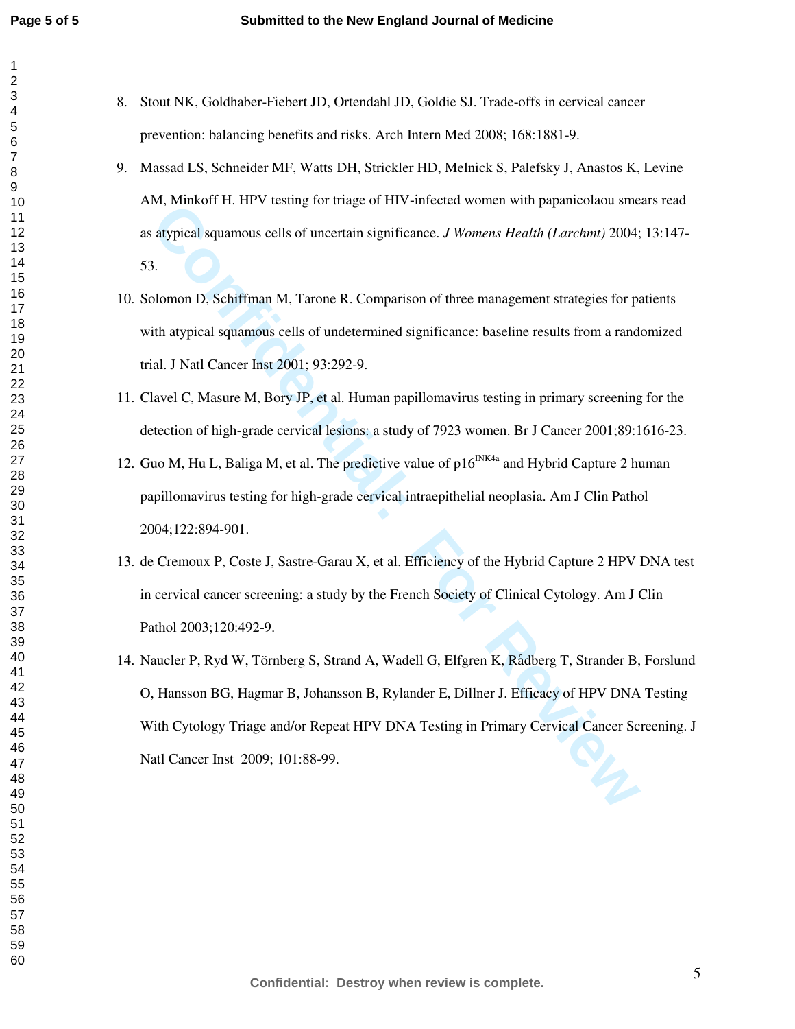8. Stout NK, Goldhaber-Fiebert JD, Ortendahl JD, Goldie SJ. Trade-offs in cervical cancer prevention: balancing benefits and risks. Arch Intern Med 2008; 168:1881-9.
9. Massad LS, Schneider MF, Watts DH, Strickler HD, Melnick S, Palefsky J, Anastos K, Levine AM, Minkoff H. HPV testing for triage of HIV-infected women with papanicolaou smears read as atypical squamous cells of uncertain significance. *J Womens Health (Larchmt)* 2004; 13:147-53.
10. Solomon D, Schiffman M, Tarone R. Comparison of three management strategies for patients with atypical squamous cells of undetermined significance: baseline results from a randomized trial. J Natl Cancer Inst 2001; 93:292-9.
11. Clavel C, Masure M, Bory JP, et al. Human papillomavirus testing in primary screening for the detection of high-grade cervical lesions: a study of 7923 women. Br J Cancer 2001;89:1616-23.
12. Guo M, Hu L, Baliga M, et al. The predictive value of p16$^{INK4a}$ and Hybrid Capture 2 human papillomavirus testing for high-grade cervical intraepithelial neoplasia. Am J Clin Pathol 2004;122:894-901.
13. de Cremoux P, Coste J, Sastre-Garau X, et al. Efficiency of the Hybrid Capture 2 HPV DNA test in cervical cancer screening: a study by the French Society of Clinical Cytology. Am J Clin Pathol 2003;120:492-9.
14. Naucler P, Ryd W, Törnberg S, Strand A, Wadell G, Elfgren K, Rådberg T, Strander B, Forslund O, Hansson BG, Hagmar B, Johansson B, Rylander E, Dillner J. Efficacy of HPV DNA Testing With Cytology Triage and/or Repeat HPV DNA Testing in Primary Cervical Cancer Screening. J Natl Cancer Inst 2009; 101:88-99.